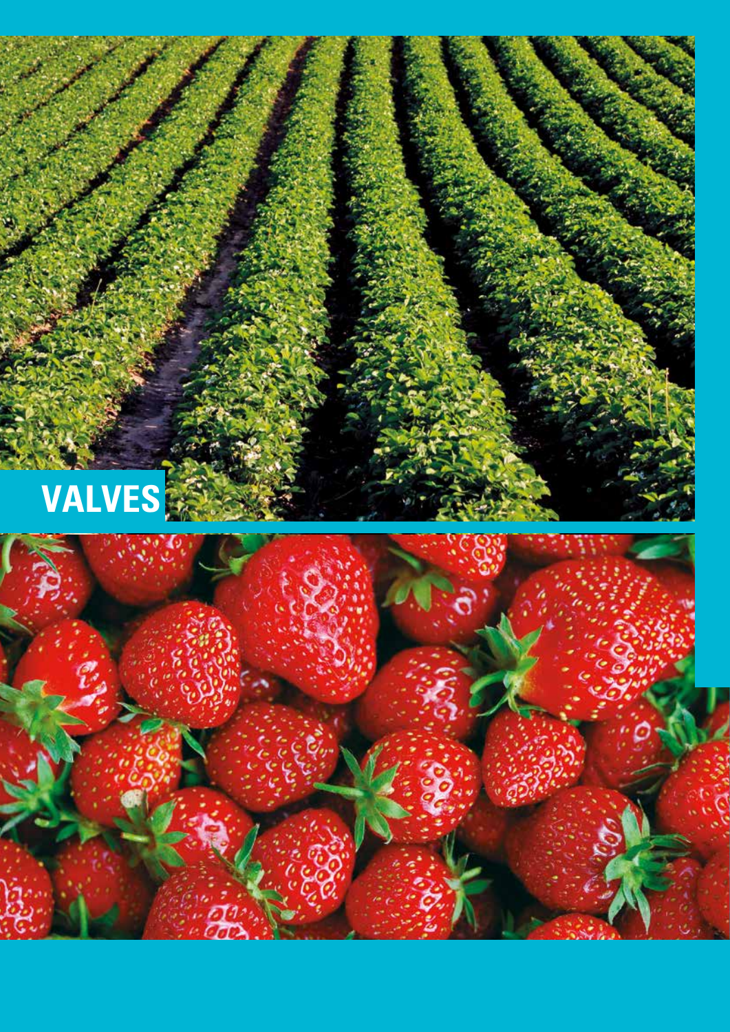# VALVES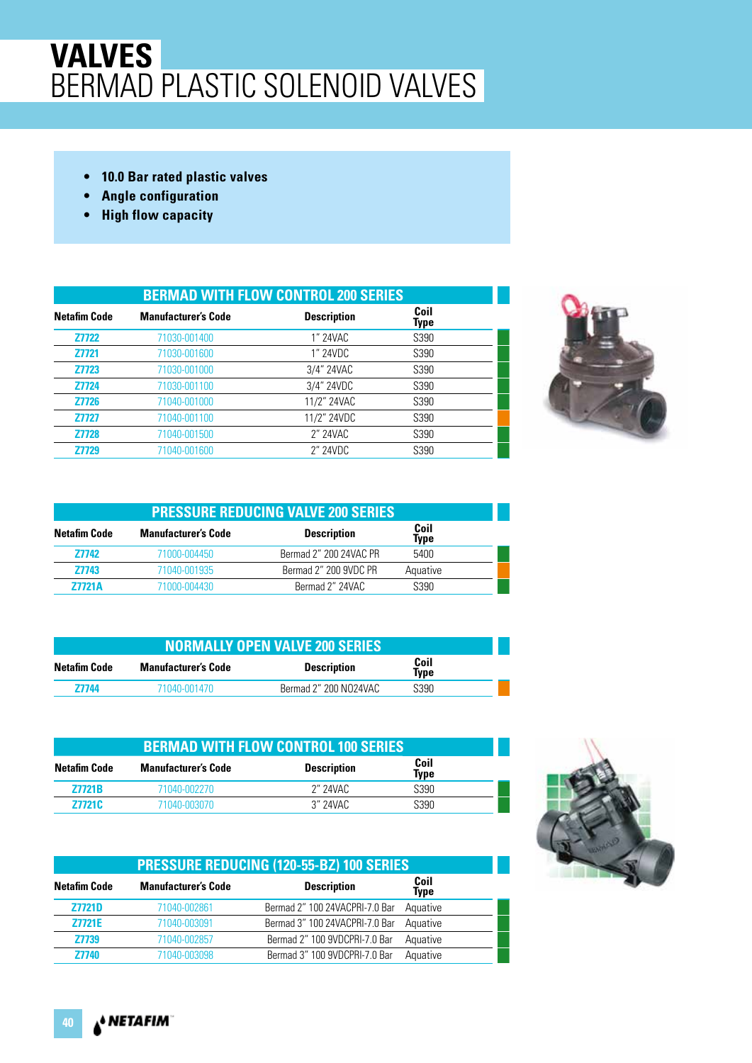# VALVES
## BERMAD PLASTIC SOLENOID VALVES

- **10.0 Bar rated plastic valves**
- **Angle configuration**
- **High flow capacity**

### BERMAD WITH FLOW CONTROL 200 SERIES

| Netafim Code | Manufacturer's Code | Description | Coil Type |
|---|---|---|---|
| Z7722 | 71030-001400 | 1" 24VAC | S390 |
| Z7721 | 71030-001600 | 1" 24VDC | S390 |
| Z7723 | 71030-001000 | 3/4" 24VAC | S390 |
| Z7724 | 71030-001100 | 3/4" 24VDC | S390 |
| Z7726 | 71040-001000 | 11/2" 24VAC | S390 |
| Z7727 | 71040-001100 | 11/2" 24VDC | S390 |
| Z7728 | 71040-001500 | 2" 24VAC | S390 |
| Z7729 | 71040-001600 | 2" 24VDC | S390 |

### PRESSURE REDUCING VALVE 200 SERIES

| Netafim Code | Manufacturer's Code | Description | Coil Type |
|---|---|---|---|
| Z7742 | 71000-004450 | Bermad 2" 200 24VAC PR | 5400 |
| Z7743 | 71040-001935 | Bermad 2" 200 9VDC PR | Aquative |
| Z7721A | 71000-004430 | Bermad 2" 24VAC | S390 |

### NORMALLY OPEN VALVE 200 SERIES

| Netafim Code | Manufacturer's Code | Description | Coil Type |
|---|---|---|---|
| Z7744 | 71040-001470 | Bermad 2" 200 NO24VAC | S390 |

### BERMAD WITH FLOW CONTROL 100 SERIES

| Netafim Code | Manufacturer's Code | Description | Coil Type |
|---|---|---|---|
| Z7721B | 71040-002270 | 2" 24VAC | S390 |
| Z7721C | 71040-003070 | 3" 24VAC | S390 |

### PRESSURE REDUCING (120-55-BZ) 100 SERIES

| Netafim Code | Manufacturer's Code | Description | Coil Type |
|---|---|---|---|
| Z7721D | 71040-002861 | Bermad 2" 100 24VACPRI-7.0 Bar | Aquative |
| Z7721E | 71040-003091 | Bermad 3" 100 24VACPRI-7.0 Bar | Aquative |
| Z7739 | 71040-002857 | Bermad 2" 100 9VDCPRI-7.0 Bar | Aquative |
| Z7740 | 71040-003098 | Bermad 3" 100 9VDCPRI-7.0 Bar | Aquative |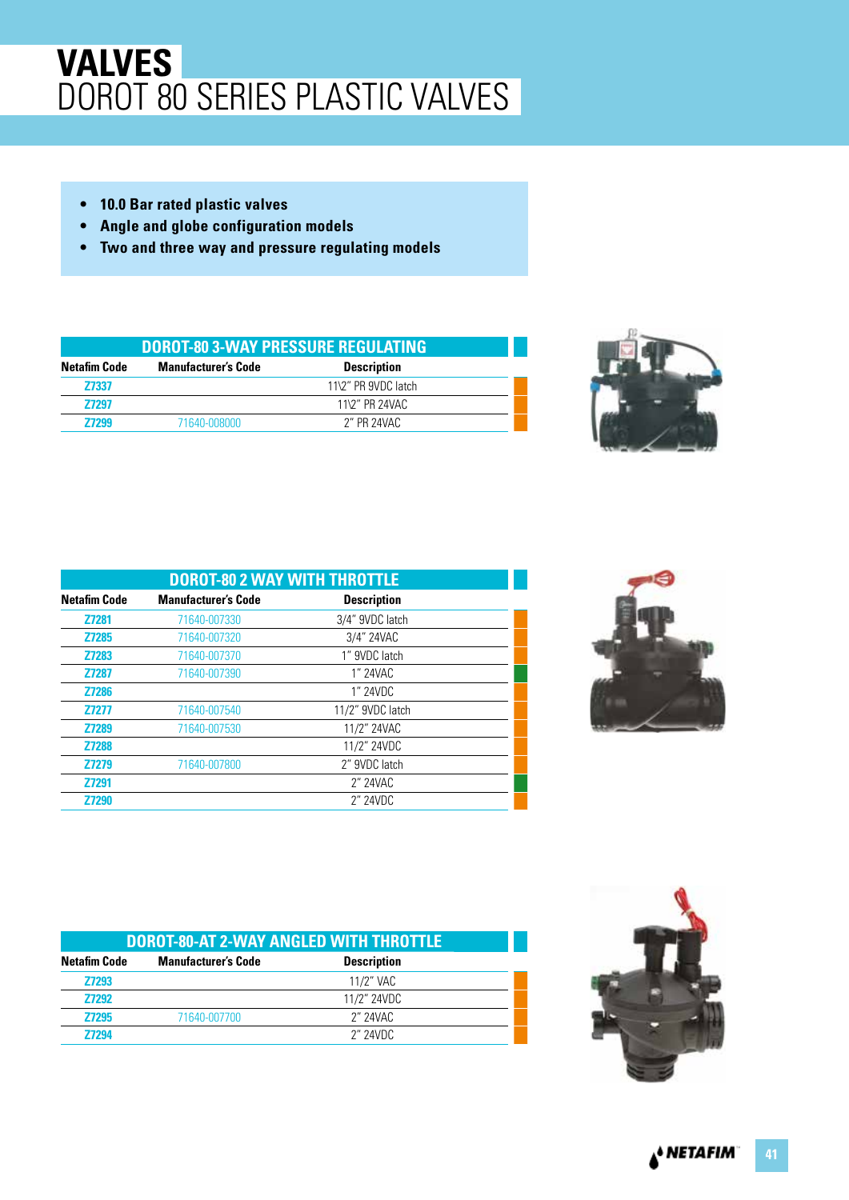# VALVES

## DOROT 80 SERIES PLASTIC VALVES

- 10.0 Bar rated plastic valves
- Angle and globe configuration models
- Two and three way and pressure regulating models

### DOROT-80 3-WAY PRESSURE REGULATING

| Netafim Code | Manufacturer's Code | Description |
|---|---|---|
| Z7337 | | 11\2" PR 9VDC latch |
| Z7297 | | 11\2" PR 24VAC |
| Z7299 | 71640-008000 | 2" PR 24VAC |

### DOROT-80 2 WAY WITH THROTTLE

| Netafim Code | Manufacturer's Code | Description |
|---|---|---|
| Z7281 | 71640-007330 | 3/4" 9VDC latch |
| Z7285 | 71640-007320 | 3/4" 24VAC |
| Z7283 | 71640-007370 | 1" 9VDC latch |
| Z7287 | 71640-007390 | 1" 24VAC |
| Z7286 | | 1" 24VDC |
| Z7277 | 71640-007540 | 11/2" 9VDC latch |
| Z7289 | 71640-007530 | 11/2" 24VAC |
| Z7288 | | 11/2" 24VDC |
| Z7279 | 71640-007800 | 2" 9VDC latch |
| Z7291 | | 2" 24VAC |
| Z7290 | | 2" 24VDC |

### DOROT-80-AT 2-WAY ANGLED WITH THROTTLE

| Netafim Code | Manufacturer's Code | Description |
|---|---|---|
| Z7293 | | 11/2" VAC |
| Z7292 | | 11/2" 24VDC |
| Z7295 | 71640-007700 | 2" 24VAC |
| Z7294 | | 2" 24VDC |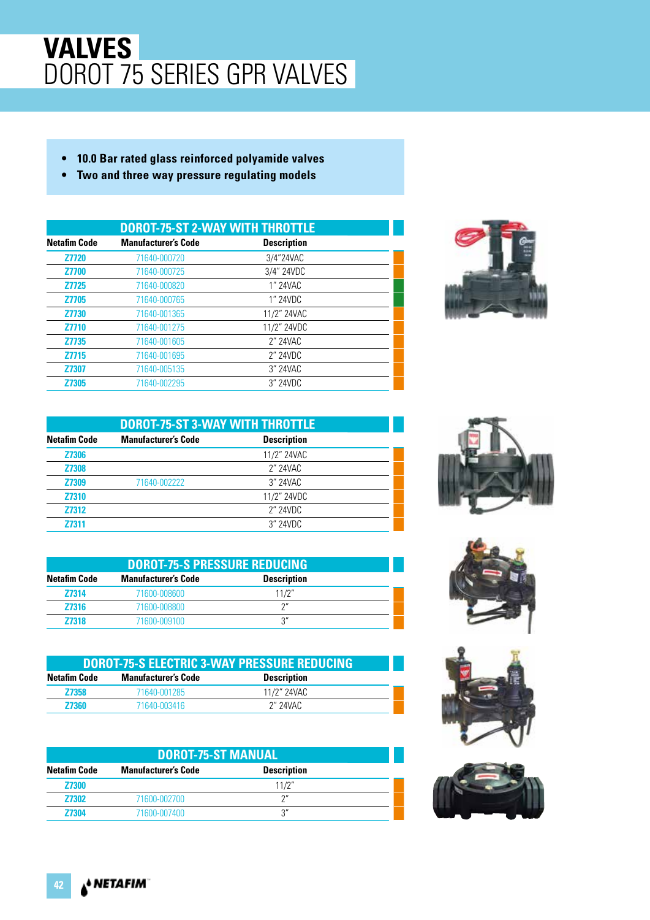# VALVES

## DOROT 75 SERIES GPR VALVES

- **10.0 Bar rated glass reinforced polyamide valves**
- **Two and three way pressure regulating models**

### DOROT-75-ST 2-WAY WITH THROTTLE

| Netafim Code | Manufacturer's Code | Description |
| --- | --- | --- |
| Z7720 | 71640-000720 | 3/4"24VAC |
| Z7700 | 71640-000725 | 3/4" 24VDC |
| Z7725 | 71640-000820 | 1" 24VAC |
| Z7705 | 71640-000765 | 1" 24VDC |
| Z7730 | 71640-001365 | 11/2" 24VAC |
| Z7710 | 71640-001275 | 11/2" 24VDC |
| Z7735 | 71640-001605 | 2" 24VAC |
| Z7715 | 71640-001695 | 2" 24VDC |
| Z7307 | 71640-005135 | 3" 24VAC |
| Z7305 | 71640-002295 | 3" 24VDC |

### DOROT-75-ST 3-WAY WITH THROTTLE

| Netafim Code | Manufacturer's Code | Description |
| --- | --- | --- |
| Z7306 | | 11/2" 24VAC |
| Z7308 | | 2" 24VAC |
| Z7309 | 71640-002222 | 3" 24VAC |
| Z7310 | | 11/2" 24VDC |
| Z7312 | | 2" 24VDC |
| Z7311 | | 3" 24VDC |

### DOROT-75-S PRESSURE REDUCING

| Netafim Code | Manufacturer's Code | Description |
| --- | --- | --- |
| Z7314 | 71600-008600 | 11/2" |
| Z7316 | 71600-008800 | 2" |
| Z7318 | 71600-009100 | 3" |

### DOROT-75-S ELECTRIC 3-WAY PRESSURE REDUCING

| Netafim Code | Manufacturer's Code | Description |
| --- | --- | --- |
| Z7358 | 71640-001285 | 11/2" 24VAC |
| Z7360 | 71640-003416 | 2" 24VAC |

### DOROT-75-ST MANUAL

| Netafim Code | Manufacturer's Code | Description |
| --- | --- | --- |
| Z7300 | | 11/2" |
| Z7302 | 71600-002700 | 2" |
| Z7304 | 71600-007400 | 3" |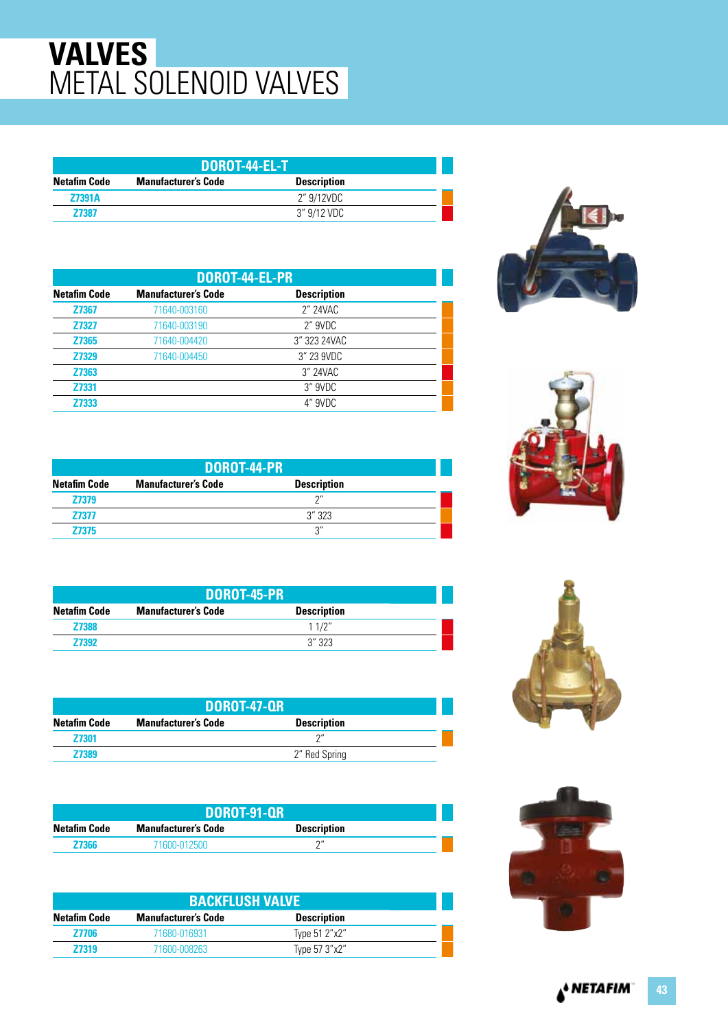# VALVES
## METAL SOLENOID VALVES

### DOROT-44-EL-T

| Netafim Code | Manufacturer's Code | Description |
|---|---|---|
| Z7391A | | 2" 9/12VDC |
| Z7387 | | 3" 9/12 VDC |

### DOROT-44-EL-PR

| Netafim Code | Manufacturer's Code | Description |
|---|---|---|
| Z7367 | 71640-003160 | 2" 24VAC |
| Z7327 | 71640-003190 | 2" 9VDC |
| Z7365 | 71640-004420 | 3" 323 24VAC |
| Z7329 | 71640-004450 | 3" 23 9VDC |
| Z7363 | | 3" 24VAC |
| Z7331 | | 3" 9VDC |
| Z7333 | | 4" 9VDC |

### DOROT-44-PR

| Netafim Code | Manufacturer's Code | Description |
|---|---|---|
| Z7379 | | 2" |
| Z7377 | | 3" 323 |
| Z7375 | | 3" |

### DOROT-45-PR

| Netafim Code | Manufacturer's Code | Description |
|---|---|---|
| Z7388 | | 1 1/2" |
| Z7392 | | 3" 323 |

### DOROT-47-QR

| Netafim Code | Manufacturer's Code | Description |
|---|---|---|
| Z7301 | | 2" |
| Z7389 | | 2" Red Spring |

### DOROT-91-QR

| Netafim Code | Manufacturer's Code | Description |
|---|---|---|
| Z7366 | 71600-012500 | 2" |

### BACKFLUSH VALVE

| Netafim Code | Manufacturer's Code | Description |
|---|---|---|
| Z7706 | 71680-016931 | Type 51 2"x2" |
| Z7319 | 71600-008263 | Type 57 3"x2" |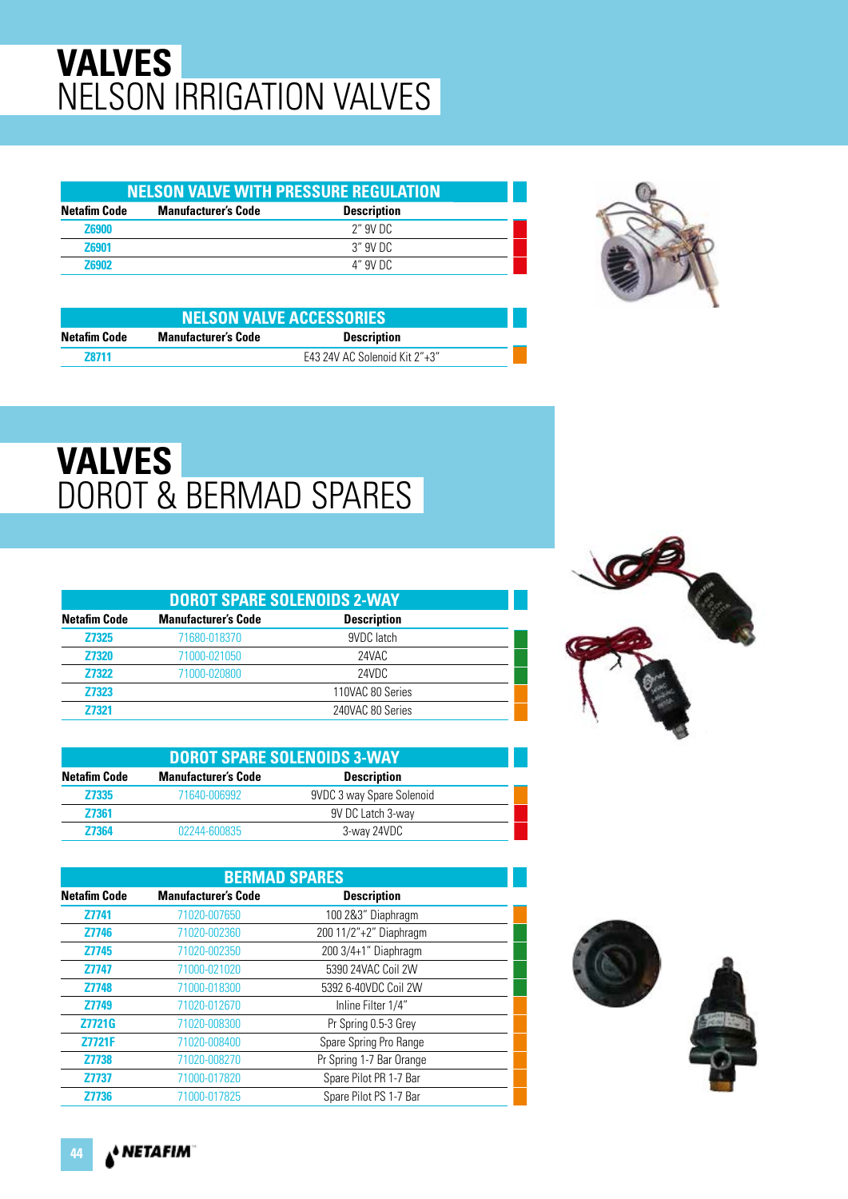# VALVES
## NELSON IRRIGATION VALVES

### NELSON VALVE WITH PRESSURE REGULATION

| Netafim Code | Manufacturer's Code | Description |
|---|---|---|
| Z6900 | | 2" 9V DC |
| Z6901 | | 3" 9V DC |
| Z6902 | | 4" 9V DC |

### NELSON VALVE ACCESSORIES

| Netafim Code | Manufacturer's Code | Description |
|---|---|---|
| Z8711 | | E43 24V AC Solenoid Kit 2"+3" |

# VALVES
## DOROT & BERMAD SPARES

### DOROT SPARE SOLENOIDS 2-WAY

| Netafim Code | Manufacturer's Code | Description |
|---|---|---|
| Z7325 | 71680-018370 | 9VDC latch |
| Z7320 | 71000-021050 | 24VAC |
| Z7322 | 71000-020800 | 24VDC |
| Z7323 | | 110VAC 80 Series |
| Z7321 | | 240VAC 80 Series |

### DOROT SPARE SOLENOIDS 3-WAY

| Netafim Code | Manufacturer's Code | Description |
|---|---|---|
| Z7335 | 71640-006992 | 9VDC 3 way Spare Solenoid |
| Z7361 | | 9V DC Latch 3-way |
| Z7364 | 02244-600835 | 3-way 24VDC |

### BERMAD SPARES

| Netafim Code | Manufacturer's Code | Description |
|---|---|---|
| Z7741 | 71020-007650 | 100 2&3" Diaphragm |
| Z7746 | 71020-002360 | 200 11/2"+2" Diaphragm |
| Z7745 | 71020-002350 | 200 3/4+1" Diaphragm |
| Z7747 | 71000-021020 | 5390 24VAC Coil 2W |
| Z7748 | 71000-018300 | 5392 6-40VDC Coil 2W |
| Z7749 | 71020-012670 | Inline Filter 1/4" |
| Z7721G | 71020-008300 | Pr Spring 0.5-3 Grey |
| Z7721F | 71020-008400 | Spare Spring Pro Range |
| Z7738 | 71020-008270 | Pr Spring 1-7 Bar Orange |
| Z7737 | 71000-017820 | Spare Pilot PR 1-7 Bar |
| Z7736 | 71000-017825 | Spare Pilot PS 1-7 Bar |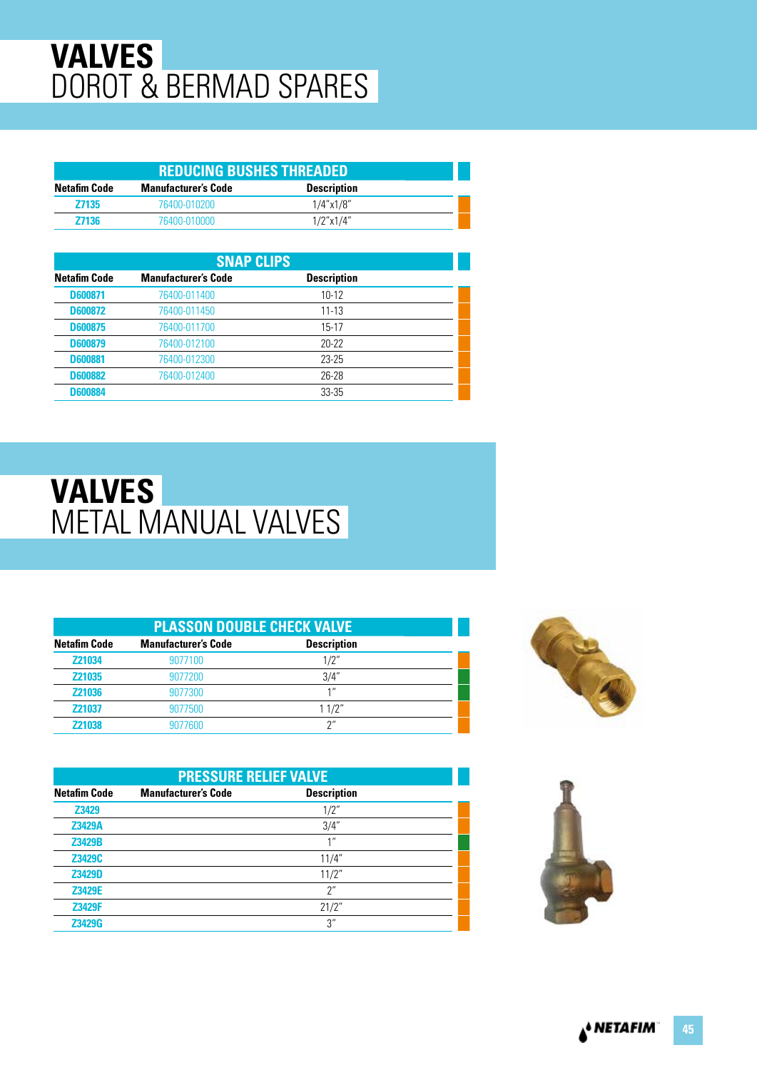# VALVES
## DOROT & BERMAD SPARES

| REDUCING BUSHES THREADED | | |
|---|---|---|
| Netafim Code | Manufacturer's Code | Description |
| Z7135 | 76400-010200 | 1/4"x1/8" |
| Z7136 | 76400-010000 | 1/2"x1/4" |

| SNAP CLIPS | | |
|---|---|---|
| Netafim Code | Manufacturer's Code | Description |
| D600871 | 76400-011400 | 10-12 |
| D600872 | 76400-011450 | 11-13 |
| D600875 | 76400-011700 | 15-17 |
| D600879 | 76400-012100 | 20-22 |
| D600881 | 76400-012300 | 23-25 |
| D600882 | 76400-012400 | 26-28 |
| D600884 | | 33-35 |

# VALVES
## METAL MANUAL VALVES

| PLASSON DOUBLE CHECK VALVE | | |
|---|---|---|
| Netafim Code | Manufacturer's Code | Description |
| Z21034 | 9077100 | 1/2" |
| Z21035 | 9077200 | 3/4" |
| Z21036 | 9077300 | 1" |
| Z21037 | 9077500 | 1 1/2" |
| Z21038 | 9077600 | 2" |

| PRESSURE RELIEF VALVE | | |
|---|---|---|
| Netafim Code | Manufacturer's Code | Description |
| Z3429 | | 1/2" |
| Z3429A | | 3/4" |
| Z3429B | | 1" |
| Z3429C | | 11/4" |
| Z3429D | | 11/2" |
| Z3429E | | 2" |
| Z3429F | | 21/2" |
| Z3429G | | 3" |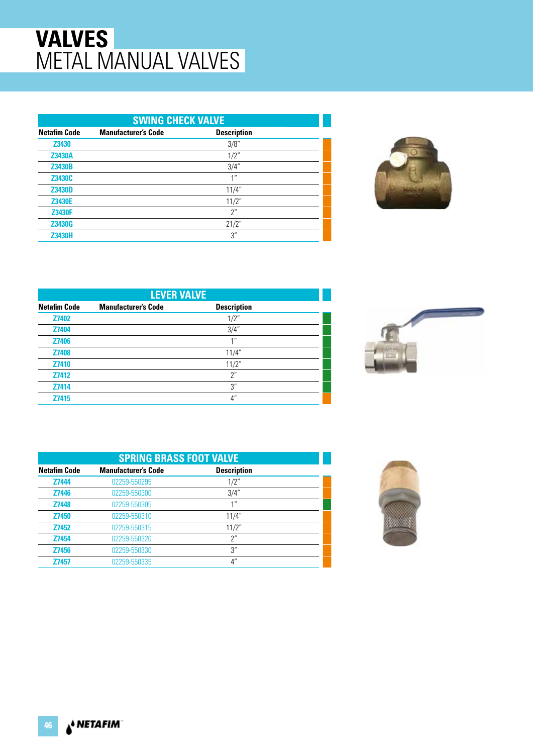# VALVES
## METAL MANUAL VALVES

| SWING CHECK VALVE | | |
|---|---|---|
| **Netafim Code** | **Manufacturer's Code** | **Description** |
| Z3430 | | 3/8" |
| Z3430A | | 1/2" |
| Z3430B | | 3/4" |
| Z3430C | | 1" |
| Z3430D | | 11/4" |
| Z3430E | | 11/2" |
| Z3430F | | 2" |
| Z3430G | | 21/2" |
| Z3430H | | 3" |

| LEVER VALVE | | |
|---|---|---|
| **Netafim Code** | **Manufacturer's Code** | **Description** |
| Z7402 | | 1/2" |
| Z7404 | | 3/4" |
| Z7406 | | 1" |
| Z7408 | | 11/4" |
| Z7410 | | 11/2" |
| Z7412 | | 2" |
| Z7414 | | 3" |
| Z7415 | | 4" |

| SPRING BRASS FOOT VALVE | | |
|---|---|---|
| **Netafim Code** | **Manufacturer's Code** | **Description** |
| Z7444 | 02259-550295 | 1/2" |
| Z7446 | 02259-550300 | 3/4" |
| Z7448 | 02259-550305 | 1" |
| Z7450 | 02259-550310 | 11/4" |
| Z7452 | 02259-550315 | 11/2" |
| Z7454 | 02259-550320 | 2" |
| Z7456 | 02259-550330 | 3" |
| Z7457 | 02259-550335 | 4" |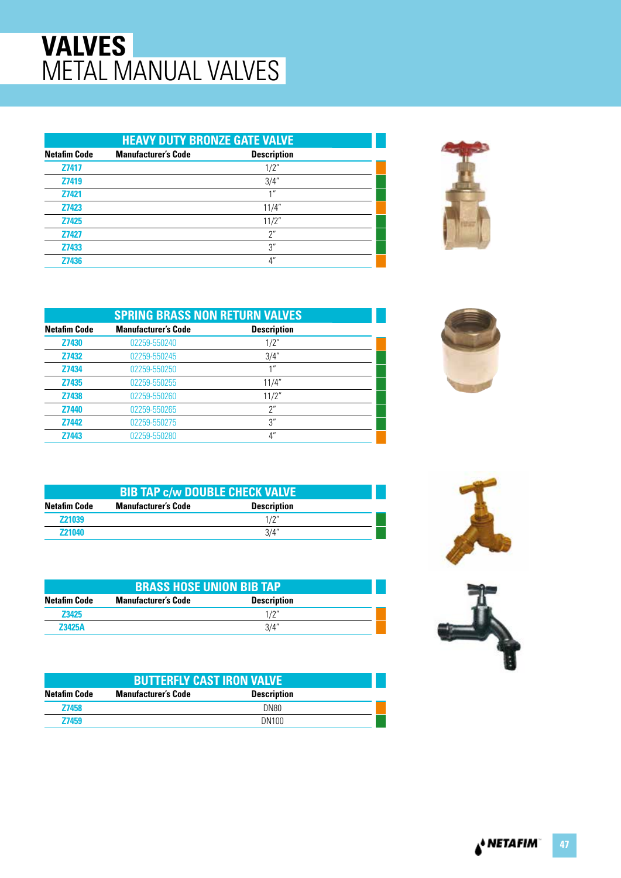# VALVES
## METAL MANUAL VALVES

### HEAVY DUTY BRONZE GATE VALVE

| Netafim Code | Manufacturer's Code | Description |
|---|---|---|
| Z7417 | | 1/2" |
| Z7419 | | 3/4" |
| Z7421 | | 1" |
| Z7423 | | 11/4" |
| Z7425 | | 11/2" |
| Z7427 | | 2" |
| Z7433 | | 3" |
| Z7436 | | 4" |

### SPRING BRASS NON RETURN VALVES

| Netafim Code | Manufacturer's Code | Description |
|---|---|---|
| Z7430 | 02259-550240 | 1/2" |
| Z7432 | 02259-550245 | 3/4" |
| Z7434 | 02259-550250 | 1" |
| Z7435 | 02259-550255 | 11/4" |
| Z7438 | 02259-550260 | 11/2" |
| Z7440 | 02259-550265 | 2" |
| Z7442 | 02259-550275 | 3" |
| Z7443 | 02259-550280 | 4" |

### BIB TAP c/w DOUBLE CHECK VALVE

| Netafim Code | Manufacturer's Code | Description |
|---|---|---|
| Z21039 | | 1/2" |
| Z21040 | | 3/4" |

### BRASS HOSE UNION BIB TAP

| Netafim Code | Manufacturer's Code | Description |
|---|---|---|
| Z3425 | | 1/2" |
| Z3425A | | 3/4" |

### BUTTERFLY CAST IRON VALVE

| Netafim Code | Manufacturer's Code | Description |
|---|---|---|
| Z7458 | | DN80 |
| Z7459 | | DN100 |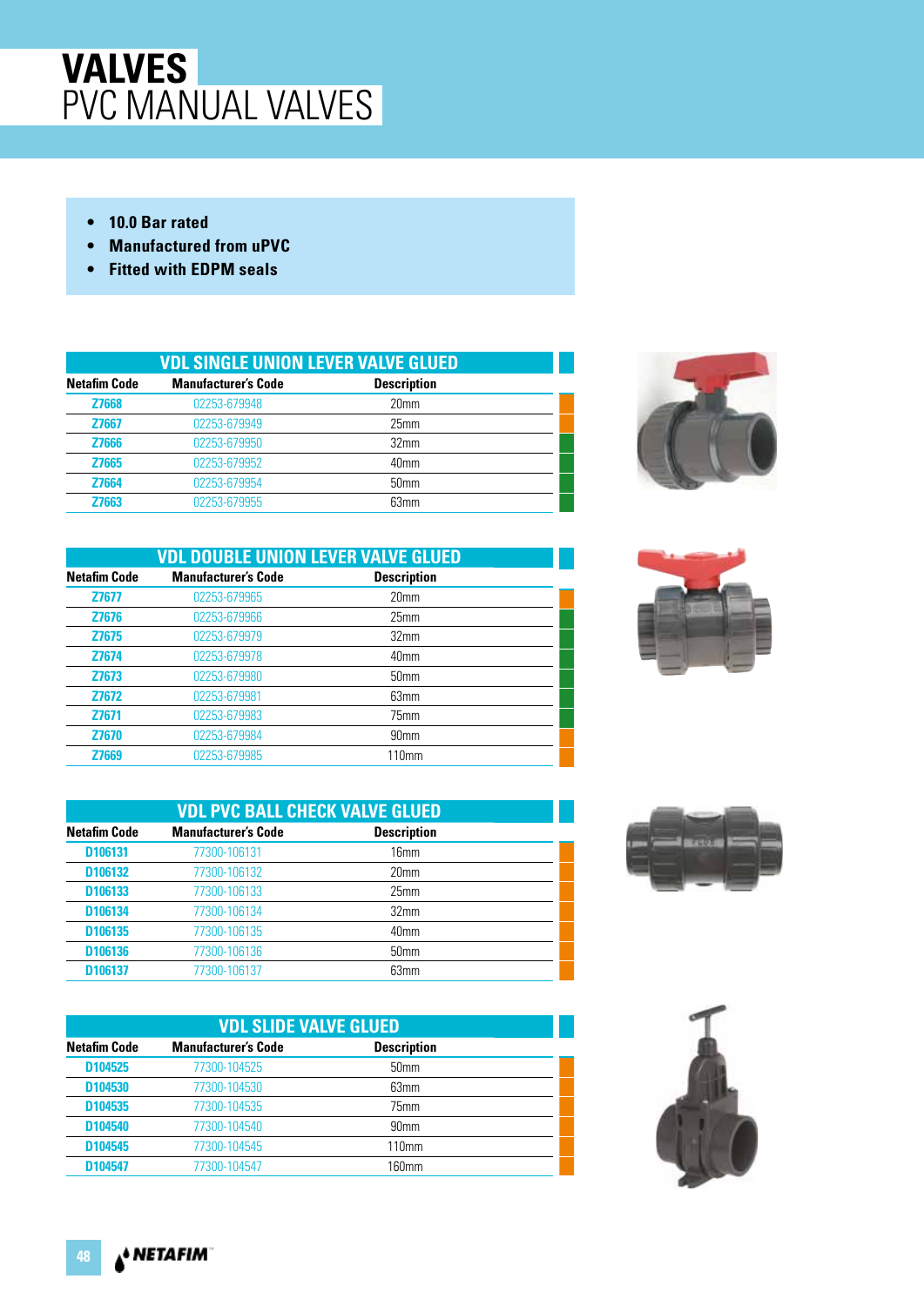# VALVES
## PVC MANUAL VALVES

- **10.0 Bar rated**
- **Manufactured from uPVC**
- **Fitted with EDPM seals**

### VDL SINGLE UNION LEVER VALVE GLUED

| Netafim Code | Manufacturer's Code | Description |
|---|---|---|
| Z7668 | 02253-679948 | 20mm |
| Z7667 | 02253-679949 | 25mm |
| Z7666 | 02253-679950 | 32mm |
| Z7665 | 02253-679952 | 40mm |
| Z7664 | 02253-679954 | 50mm |
| Z7663 | 02253-679955 | 63mm |

### VDL DOUBLE UNION LEVER VALVE GLUED

| Netafim Code | Manufacturer's Code | Description |
|---|---|---|
| Z7677 | 02253-679965 | 20mm |
| Z7676 | 02253-679966 | 25mm |
| Z7675 | 02253-679979 | 32mm |
| Z7674 | 02253-679978 | 40mm |
| Z7673 | 02253-679980 | 50mm |
| Z7672 | 02253-679981 | 63mm |
| Z7671 | 02253-679983 | 75mm |
| Z7670 | 02253-679984 | 90mm |
| Z7669 | 02253-679985 | 110mm |

### VDL PVC BALL CHECK VALVE GLUED

| Netafim Code | Manufacturer's Code | Description |
|---|---|---|
| D106131 | 77300-106131 | 16mm |
| D106132 | 77300-106132 | 20mm |
| D106133 | 77300-106133 | 25mm |
| D106134 | 77300-106134 | 32mm |
| D106135 | 77300-106135 | 40mm |
| D106136 | 77300-106136 | 50mm |
| D106137 | 77300-106137 | 63mm |

### VDL SLIDE VALVE GLUED

| Netafim Code | Manufacturer's Code | Description |
|---|---|---|
| D104525 | 77300-104525 | 50mm |
| D104530 | 77300-104530 | 63mm |
| D104535 | 77300-104535 | 75mm |
| D104540 | 77300-104540 | 90mm |
| D104545 | 77300-104545 | 110mm |
| D104547 | 77300-104547 | 160mm |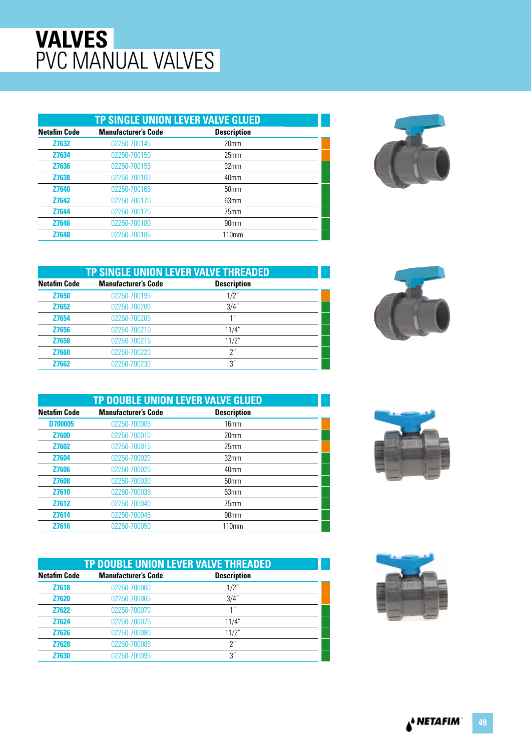# VALVES
## PVC MANUAL VALVES

### TP SINGLE UNION LEVER VALVE GLUED

| Netafim Code | Manufacturer's Code | Description |
|---|---|---|
| Z7632 | 02250-700145 | 20mm |
| Z7634 | 02250-700150 | 25mm |
| Z7636 | 02250-700155 | 32mm |
| Z7638 | 02250-700160 | 40mm |
| Z7640 | 02250-700165 | 50mm |
| Z7642 | 02250-700170 | 63mm |
| Z7644 | 02250-700175 | 75mm |
| Z7646 | 02250-700180 | 90mm |
| Z7648 | 02250-700185 | 110mm |

### TP SINGLE UNION LEVER VALVE THREADED

| Netafim Code | Manufacturer's Code | Description |
|---|---|---|
| Z7650 | 02250-700195 | 1/2" |
| Z7652 | 02250-700200 | 3/4" |
| Z7654 | 02250-700205 | 1" |
| Z7656 | 02250-700210 | 11/4" |
| Z7658 | 02250-700215 | 11/2" |
| Z7660 | 02250-700220 | 2" |
| Z7662 | 02250-700230 | 3" |

### TP DOUBLE UNION LEVER VALVE GLUED

| Netafim Code | Manufacturer's Code | Description |
|---|---|---|
| D700005 | 02250-700005 | 16mm |
| Z7600 | 02250-700010 | 20mm |
| Z7602 | 02250-700015 | 25mm |
| Z7604 | 02250-700020 | 32mm |
| Z7606 | 02250-700025 | 40mm |
| Z7608 | 02250-700030 | 50mm |
| Z7610 | 02250-700035 | 63mm |
| Z7612 | 02250-700040 | 75mm |
| Z7614 | 02250-700045 | 90mm |
| Z7616 | 02250-700050 | 110mm |

### TP DOUBLE UNION LEVER VALVE THREADED

| Netafim Code | Manufacturer's Code | Description |
|---|---|---|
| Z7618 | 02250-700060 | 1/2" |
| Z7620 | 02250-700065 | 3/4" |
| Z7622 | 02250-700070 | 1" |
| Z7624 | 02250-700075 | 11/4" |
| Z7626 | 02250-700080 | 11/2" |
| Z7628 | 02250-700085 | 2" |
| Z7630 | 02250-700095 | 3" |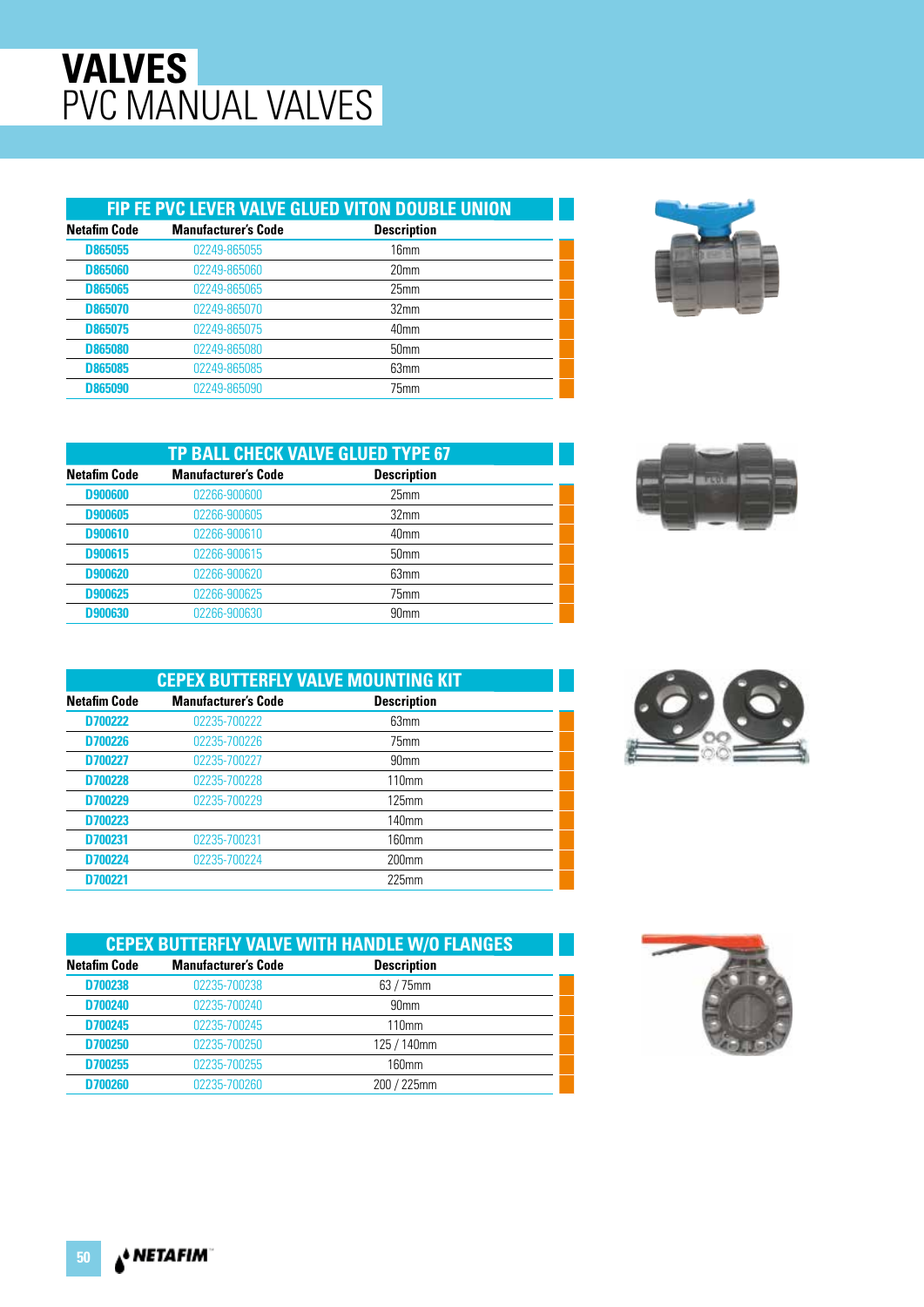# VALVES
## PVC MANUAL VALVES

### FIP FE PVC LEVER VALVE GLUED VITON DOUBLE UNION

| Netafim Code | Manufacturer's Code | Description |
|---|---|---|
| D865055 | 02249-865055 | 16mm |
| D865060 | 02249-865060 | 20mm |
| D865065 | 02249-865065 | 25mm |
| D865070 | 02249-865070 | 32mm |
| D865075 | 02249-865075 | 40mm |
| D865080 | 02249-865080 | 50mm |
| D865085 | 02249-865085 | 63mm |
| D865090 | 02249-865090 | 75mm |

### TP BALL CHECK VALVE GLUED TYPE 67

| Netafim Code | Manufacturer's Code | Description |
|---|---|---|
| D900600 | 02266-900600 | 25mm |
| D900605 | 02266-900605 | 32mm |
| D900610 | 02266-900610 | 40mm |
| D900615 | 02266-900615 | 50mm |
| D900620 | 02266-900620 | 63mm |
| D900625 | 02266-900625 | 75mm |
| D900630 | 02266-900630 | 90mm |

### CEPEX BUTTERFLY VALVE MOUNTING KIT

| Netafim Code | Manufacturer's Code | Description |
|---|---|---|
| D700222 | 02235-700222 | 63mm |
| D700226 | 02235-700226 | 75mm |
| D700227 | 02235-700227 | 90mm |
| D700228 | 02235-700228 | 110mm |
| D700229 | 02235-700229 | 125mm |
| D700223 | | 140mm |
| D700231 | 02235-700231 | 160mm |
| D700224 | 02235-700224 | 200mm |
| D700221 | | 225mm |

### CEPEX BUTTERFLY VALVE WITH HANDLE W/O FLANGES

| Netafim Code | Manufacturer's Code | Description |
|---|---|---|
| D700238 | 02235-700238 | 63 / 75mm |
| D700240 | 02235-700240 | 90mm |
| D700245 | 02235-700245 | 110mm |
| D700250 | 02235-700250 | 125 / 140mm |
| D700255 | 02235-700255 | 160mm |
| D700260 | 02235-700260 | 200 / 225mm |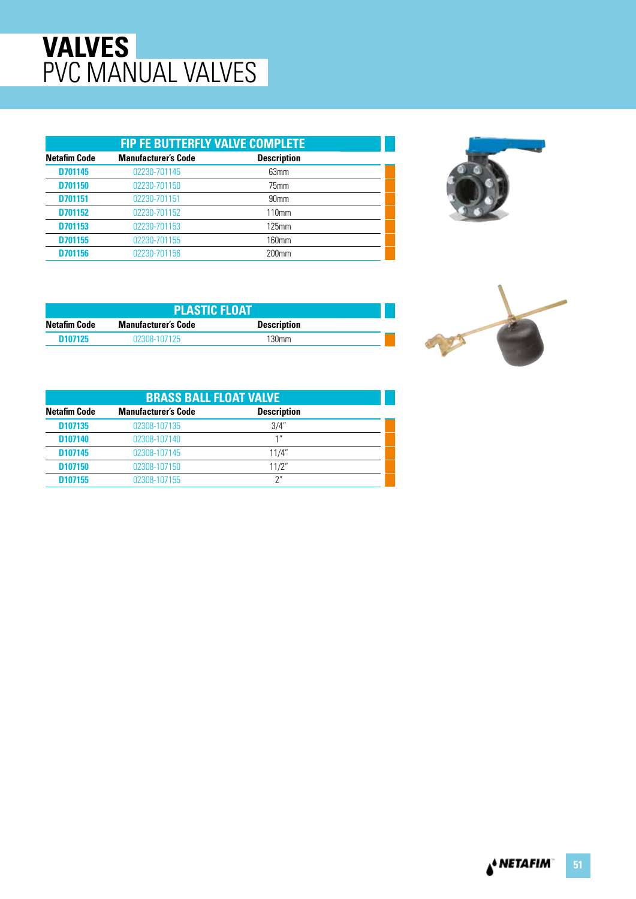# VALVES
## PVC MANUAL VALVES

### FIP FE BUTTERFLY VALVE COMPLETE

| Netafim Code | Manufacturer's Code | Description |
|---|---|---|
| D701145 | 02230-701145 | 63mm |
| D701150 | 02230-701150 | 75mm |
| D701151 | 02230-701151 | 90mm |
| D701152 | 02230-701152 | 110mm |
| D701153 | 02230-701153 | 125mm |
| D701155 | 02230-701155 | 160mm |
| D701156 | 02230-701156 | 200mm |

### PLASTIC FLOAT

| Netafim Code | Manufacturer's Code | Description |
|---|---|---|
| D107125 | 02308-107125 | 130mm |

### BRASS BALL FLOAT VALVE

| Netafim Code | Manufacturer's Code | Description |
|---|---|---|
| D107135 | 02308-107135 | 3/4" |
| D107140 | 02308-107140 | 1" |
| D107145 | 02308-107145 | 11/4" |
| D107150 | 02308-107150 | 11/2" |
| D107155 | 02308-107155 | 2" |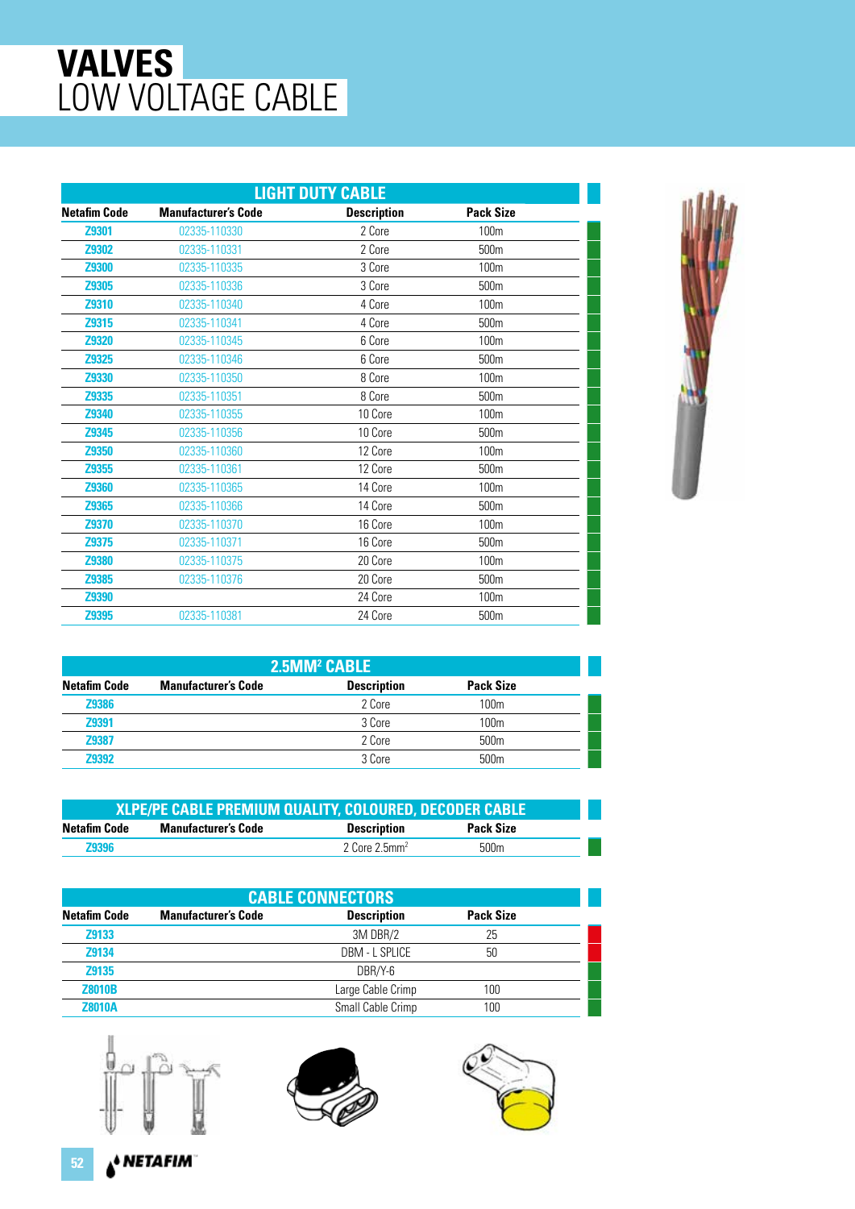# VALVES
## LOW VOLTAGE CABLE

| LIGHT DUTY CABLE | | | |
|---|---|---|---|
| **Netafim Code** | **Manufacturer's Code** | **Description** | **Pack Size** |
| Z9301 | 02335-110330 | 2 Core | 100m |
| Z9302 | 02335-110331 | 2 Core | 500m |
| Z9300 | 02335-110335 | 3 Core | 100m |
| Z9305 | 02335-110336 | 3 Core | 500m |
| Z9310 | 02335-110340 | 4 Core | 100m |
| Z9315 | 02335-110341 | 4 Core | 500m |
| Z9320 | 02335-110345 | 6 Core | 100m |
| Z9325 | 02335-110346 | 6 Core | 500m |
| Z9330 | 02335-110350 | 8 Core | 100m |
| Z9335 | 02335-110351 | 8 Core | 500m |
| Z9340 | 02335-110355 | 10 Core | 100m |
| Z9345 | 02335-110356 | 10 Core | 500m |
| Z9350 | 02335-110360 | 12 Core | 100m |
| Z9355 | 02335-110361 | 12 Core | 500m |
| Z9360 | 02335-110365 | 14 Core | 100m |
| Z9365 | 02335-110366 | 14 Core | 500m |
| Z9370 | 02335-110370 | 16 Core | 100m |
| Z9375 | 02335-110371 | 16 Core | 500m |
| Z9380 | 02335-110375 | 20 Core | 100m |
| Z9385 | 02335-110376 | 20 Core | 500m |
| Z9390 | | 24 Core | 100m |
| Z9395 | 02335-110381 | 24 Core | 500m |

| 2.5MM² CABLE | | | |
|---|---|---|---|
| **Netafim Code** | **Manufacturer's Code** | **Description** | **Pack Size** |
| Z9386 | | 2 Core | 100m |
| Z9391 | | 3 Core | 100m |
| Z9387 | | 2 Core | 500m |
| Z9392 | | 3 Core | 500m |

| XLPE/PE CABLE PREMIUM QUALITY, COLOURED, DECODER CABLE | | | |
|---|---|---|---|
| **Netafim Code** | **Manufacturer's Code** | **Description** | **Pack Size** |
| Z9396 | | 2 Core 2.5mm² | 500m |

| CABLE CONNECTORS | | | |
|---|---|---|---|
| **Netafim Code** | **Manufacturer's Code** | **Description** | **Pack Size** |
| Z9133 | | 3M DBR/2 | 25 |
| Z9134 | | DBM - L SPLICE | 50 |
| Z9135 | | DBR/Y-6 | |
| Z8010B | | Large Cable Crimp | 100 |
| Z8010A | | Small Cable Crimp | 100 |

NETAFIM